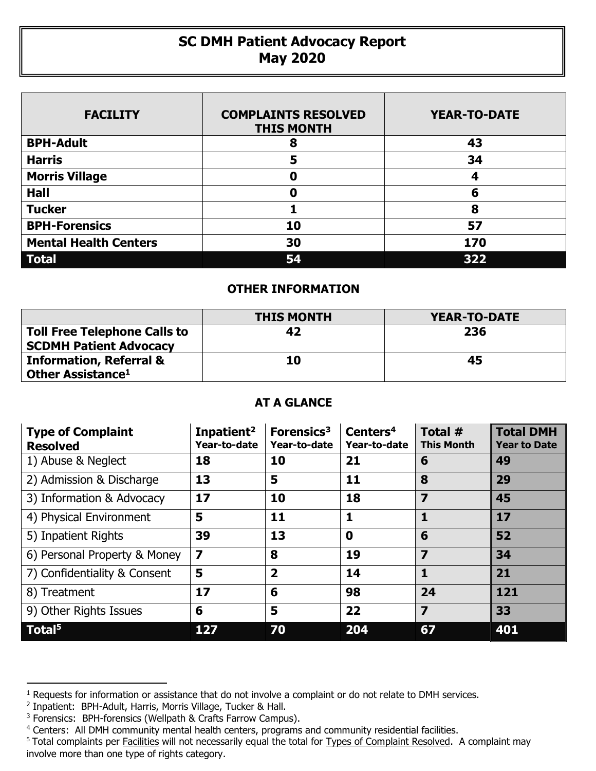# SC DMH Patient Advocacy Report
## May 2020

| FACILITY | COMPLAINTS RESOLVED THIS MONTH | YEAR-TO-DATE |
|---|---|---|
| **BPH-Adult** | **8** | **43** |
| **Harris** | **5** | **34** |
| **Morris Village** | **0** | **4** |
| **Hall** | **0** | **6** |
| **Tucker** | **1** | **8** |
| **BPH-Forensics** | **10** | **57** |
| **Mental Health Centers** | **30** | **170** |
| **Total** | **54** | **322** |

### OTHER INFORMATION

| | THIS MONTH | YEAR-TO-DATE |
|---|---|---|
| **Toll Free Telephone Calls to SCDMH Patient Advocacy** | **42** | **236** |
| **Information, Referral & Other Assistance[1]** | **10** | **45** |

### AT A GLANCE

| Type of Complaint Resolved | Inpatient[2] Year-to-date | Forensics[3] Year-to-date | Centers[4] Year-to-date | Total # This Month | Total DMH Year to Date |
|---|---|---|---|---|---|
| 1) Abuse & Neglect | **18** | **10** | **21** | **6** | **49** |
| 2) Admission & Discharge | **13** | **5** | **11** | **8** | **29** |
| 3) Information & Advocacy | **17** | **10** | **18** | **7** | **45** |
| 4) Physical Environment | **5** | **11** | **1** | **1** | **17** |
| 5) Inpatient Rights | **39** | **13** | **0** | **6** | **52** |
| 6) Personal Property & Money | **7** | **8** | **19** | **7** | **34** |
| 7) Confidentiality & Consent | **5** | **2** | **14** | **1** | **21** |
| 8) Treatment | **17** | **6** | **98** | **24** | **121** |
| 9) Other Rights Issues | **6** | **5** | **22** | **7** | **33** |
| **Total[5]** | **127** | **70** | **204** | **67** | **401** |

[1] Requests for information or assistance that do not involve a complaint or do not relate to DMH services.

[2] Inpatient: BPH-Adult, Harris, Morris Village, Tucker & Hall.

[3] Forensics: BPH-forensics (Wellpath & Crafts Farrow Campus).

[4] Centers: All DMH community mental health centers, programs and community residential facilities.

[5] Total complaints per Facilities will not necessarily equal the total for Types of Complaint Resolved. A complaint may involve more than one type of rights category.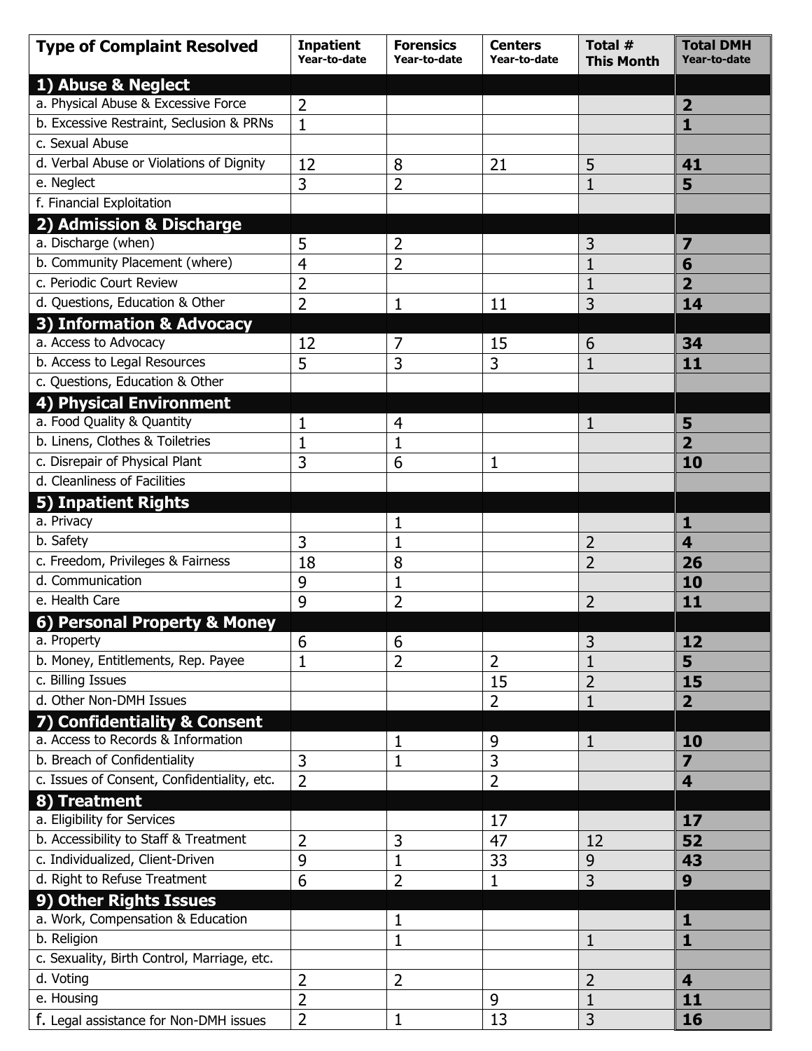| Type of Complaint Resolved | Inpatient Year-to-date | Forensics Year-to-date | Centers Year-to-date | Total # This Month | Total DMH Year-to-date |
|---|---|---|---|---|---|
| **1) Abuse & Neglect** | | | | | |
| a. Physical Abuse & Excessive Force | 2 | | | | **2** |
| b. Excessive Restraint, Seclusion & PRNs | 1 | | | | **1** |
| c. Sexual Abuse | | | | | |
| d. Verbal Abuse or Violations of Dignity | 12 | 8 | 21 | 5 | **41** |
| e. Neglect | 3 | 2 | | 1 | **5** |
| f. Financial Exploitation | | | | | |
| **2) Admission & Discharge** | | | | | |
| a. Discharge (when) | 5 | 2 | | 3 | **7** |
| b. Community Placement (where) | 4 | 2 | | 1 | **6** |
| c. Periodic Court Review | 2 | | | 1 | **2** |
| d. Questions, Education & Other | 2 | 1 | 11 | 3 | **14** |
| **3) Information & Advocacy** | | | | | |
| a. Access to Advocacy | 12 | 7 | 15 | 6 | **34** |
| b. Access to Legal Resources | 5 | 3 | 3 | 1 | **11** |
| c. Questions, Education & Other | | | | | |
| **4) Physical Environment** | | | | | |
| a. Food Quality & Quantity | 1 | 4 | | 1 | **5** |
| b. Linens, Clothes & Toiletries | 1 | 1 | | | **2** |
| c. Disrepair of Physical Plant | 3 | 6 | 1 | | **10** |
| d. Cleanliness of Facilities | | | | | |
| **5) Inpatient Rights** | | | | | |
| a. Privacy | | 1 | | | **1** |
| b. Safety | 3 | 1 | | 2 | **4** |
| c. Freedom, Privileges & Fairness | 18 | 8 | | 2 | **26** |
| d. Communication | 9 | 1 | | | **10** |
| e. Health Care | 9 | 2 | | 2 | **11** |
| **6) Personal Property & Money** | | | | | |
| a. Property | 6 | 6 | | 3 | **12** |
| b. Money, Entitlements, Rep. Payee | 1 | 2 | 2 | 1 | **5** |
| c. Billing Issues | | | 15 | 2 | **15** |
| d. Other Non-DMH Issues | | | 2 | 1 | **2** |
| **7) Confidentiality & Consent** | | | | | |
| a. Access to Records & Information | | 1 | 9 | 1 | **10** |
| b. Breach of Confidentiality | 3 | 1 | 3 | | **7** |
| c. Issues of Consent, Confidentiality, etc. | 2 | | 2 | | **4** |
| **8) Treatment** | | | | | |
| a. Eligibility for Services | | | 17 | | **17** |
| b. Accessibility to Staff & Treatment | 2 | 3 | 47 | 12 | **52** |
| c. Individualized, Client-Driven | 9 | 1 | 33 | 9 | **43** |
| d. Right to Refuse Treatment | 6 | 2 | 1 | 3 | **9** |
| **9) Other Rights Issues** | | | | | |
| a. Work, Compensation & Education | | 1 | | | **1** |
| b. Religion | | 1 | | 1 | **1** |
| c. Sexuality, Birth Control, Marriage, etc. | | | | | |
| d. Voting | 2 | 2 | | 2 | **4** |
| e. Housing | 2 | | 9 | 1 | **11** |
| f. Legal assistance for Non-DMH issues | 2 | 1 | 13 | 3 | **16** |